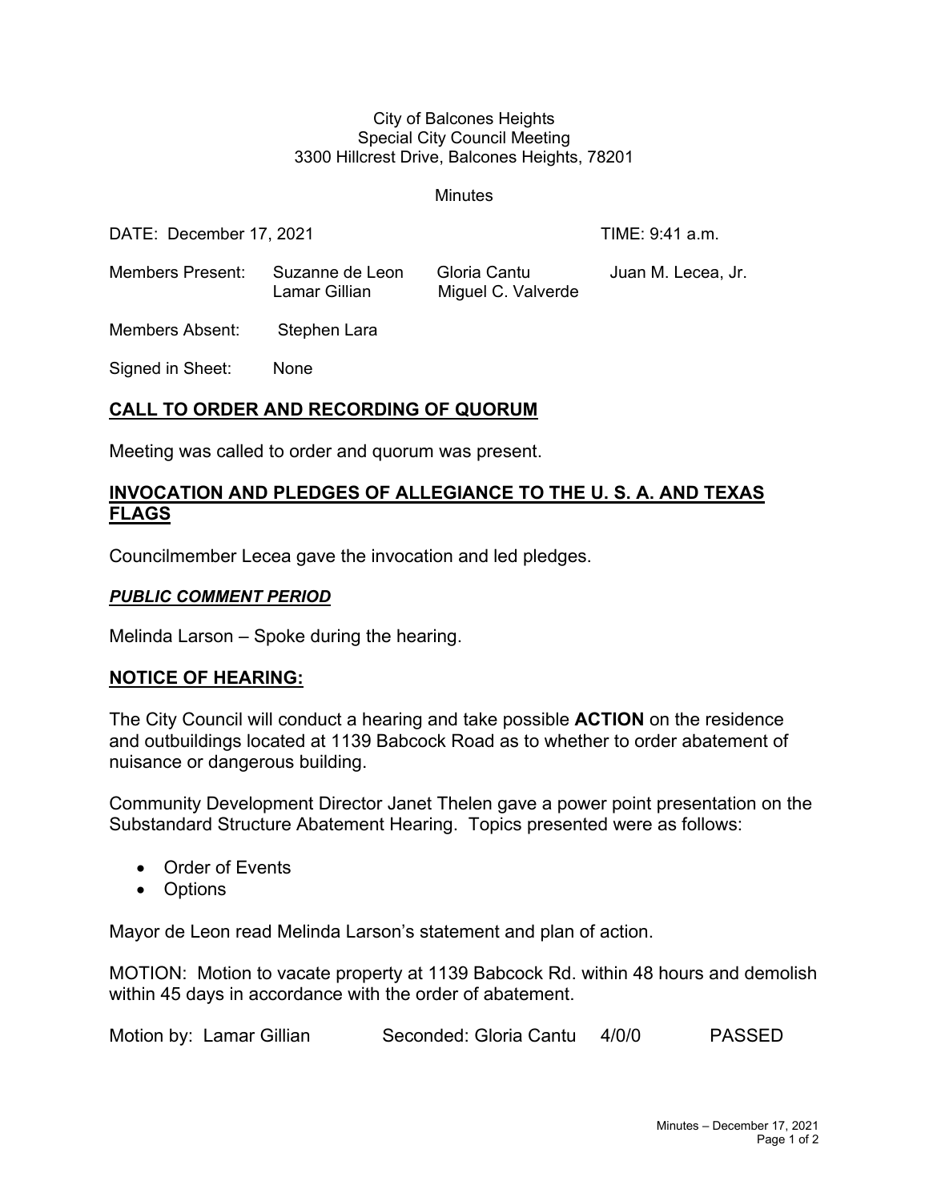City of Balcones Heights
Special City Council Meeting
3300 Hillcrest Drive, Balcones Heights, 78201

Minutes

DATE: December 17, 2021 TIME: 9:41 a.m.

| Members Present: | Suzanne de Leon | Gloria Cantu | Juan M. Lecea, Jr. |
|---|---|---|---|
| | Lamar Gillian | Miguel C. Valverde | |

Members Absent: Stephen Lara

Signed in Sheet: None

## CALL TO ORDER AND RECORDING OF QUORUM

Meeting was called to order and quorum was present.

## INVOCATION AND PLEDGES OF ALLEGIANCE TO THE U. S. A. AND TEXAS FLAGS

Councilmember Lecea gave the invocation and led pledges.

## *PUBLIC COMMENT PERIOD*

Melinda Larson – Spoke during the hearing.

## NOTICE OF HEARING:

The City Council will conduct a hearing and take possible **ACTION** on the residence and outbuildings located at 1139 Babcock Road as to whether to order abatement of nuisance or dangerous building.

Community Development Director Janet Thelen gave a power point presentation on the Substandard Structure Abatement Hearing. Topics presented were as follows:

- Order of Events
- Options

Mayor de Leon read Melinda Larson's statement and plan of action.

MOTION: Motion to vacate property at 1139 Babcock Rd. within 48 hours and demolish within 45 days in accordance with the order of abatement.

Motion by: Lamar Gillian Seconded: Gloria Cantu 4/0/0 PASSED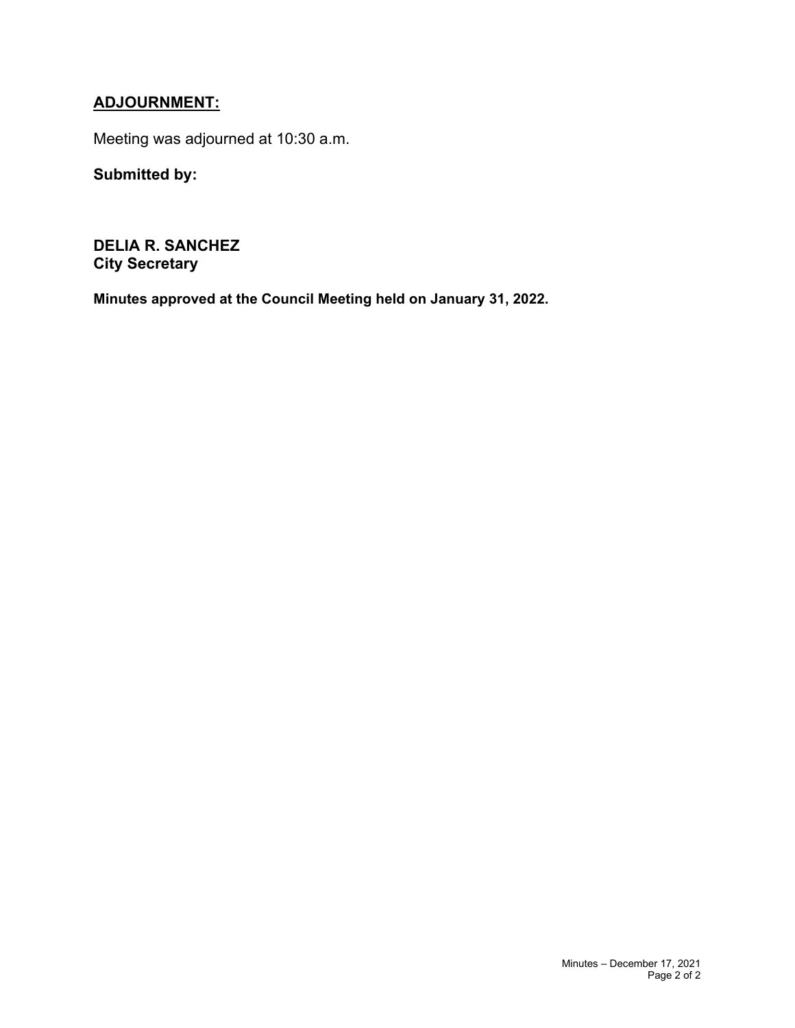## ADJOURNMENT:

Meeting was adjourned at 10:30 a.m.

**Submitted by:**

**DELIA R. SANCHEZ**
**City Secretary**

**Minutes approved at the Council Meeting held on January 31, 2022.**